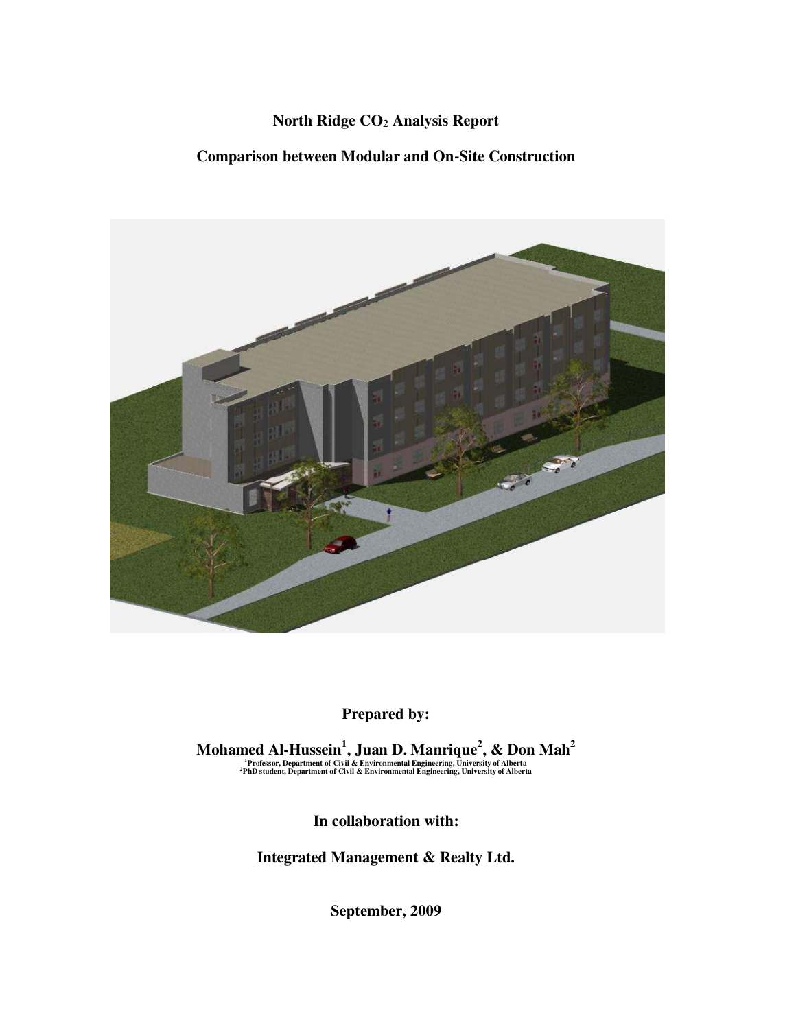# North Ridge $CO_2$ Analysis Report

## Comparison between Modular and On-Site Construction

**Prepared by:**

**Mohamed Al-Hussein[1], Juan D. Manrique[2], & Don Mah[2]**

[1]Professor, Department of Civil & Environmental Engineering, University of Alberta
[2]PhD student, Department of Civil & Environmental Engineering, University of Alberta

**In collaboration with:**

**Integrated Management & Realty Ltd.**

**September, 2009**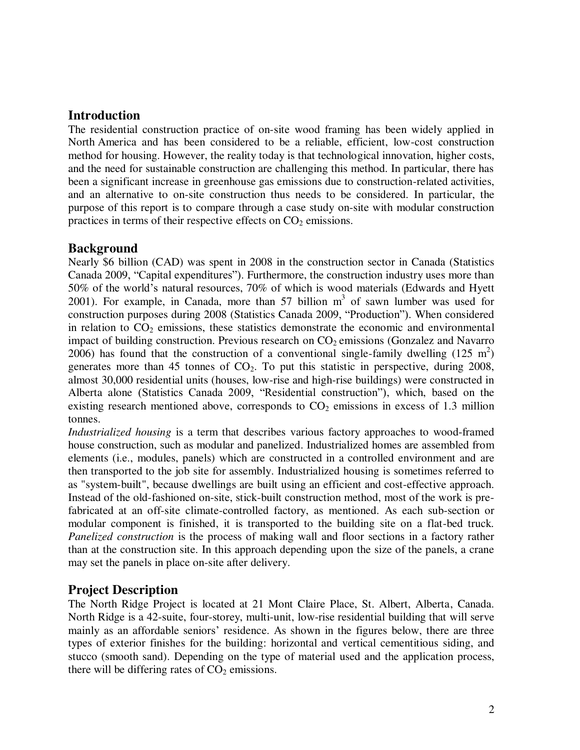## Introduction

The residential construction practice of on-site wood framing has been widely applied in North America and has been considered to be a reliable, efficient, low-cost construction method for housing. However, the reality today is that technological innovation, higher costs, and the need for sustainable construction are challenging this method. In particular, there has been a significant increase in greenhouse gas emissions due to construction-related activities, and an alternative to on-site construction thus needs to be considered. In particular, the purpose of this report is to compare through a case study on-site with modular construction practices in terms of their respective effects on $CO_2$ emissions.

## Background

Nearly $6 billion (CAD) was spent in 2008 in the construction sector in Canada (Statistics Canada 2009, "Capital expenditures"). Furthermore, the construction industry uses more than 50% of the world's natural resources, 70% of which is wood materials (Edwards and Hyett 2001). For example, in Canada, more than 57 billion $m^3$ of sawn lumber was used for construction purposes during 2008 (Statistics Canada 2009, "Production"). When considered in relation to $CO_2$ emissions, these statistics demonstrate the economic and environmental impact of building construction. Previous research on $CO_2$ emissions (Gonzalez and Navarro 2006) has found that the construction of a conventional single-family dwelling (125 $m^2$) generates more than 45 tonnes of $CO_2$. To put this statistic in perspective, during 2008, almost 30,000 residential units (houses, low-rise and high-rise buildings) were constructed in Alberta alone (Statistics Canada 2009, "Residential construction"), which, based on the existing research mentioned above, corresponds to $CO_2$ emissions in excess of 1.3 million tonnes.

*Industrialized housing* is a term that describes various factory approaches to wood-framed house construction, such as modular and panelized. Industrialized homes are assembled from elements (i.e., modules, panels) which are constructed in a controlled environment and are then transported to the job site for assembly. Industrialized housing is sometimes referred to as "system-built", because dwellings are built using an efficient and cost-effective approach. Instead of the old-fashioned on-site, stick-built construction method, most of the work is pre-fabricated at an off-site climate-controlled factory, as mentioned. As each sub-section or modular component is finished, it is transported to the building site on a flat-bed truck. *Panelized construction* is the process of making wall and floor sections in a factory rather than at the construction site. In this approach depending upon the size of the panels, a crane may set the panels in place on-site after delivery.

## Project Description

The North Ridge Project is located at 21 Mont Claire Place, St. Albert, Alberta, Canada. North Ridge is a 42-suite, four-storey, multi-unit, low-rise residential building that will serve mainly as an affordable seniors' residence. As shown in the figures below, there are three types of exterior finishes for the building: horizontal and vertical cementitious siding, and stucco (smooth sand). Depending on the type of material used and the application process, there will be differing rates of $CO_2$ emissions.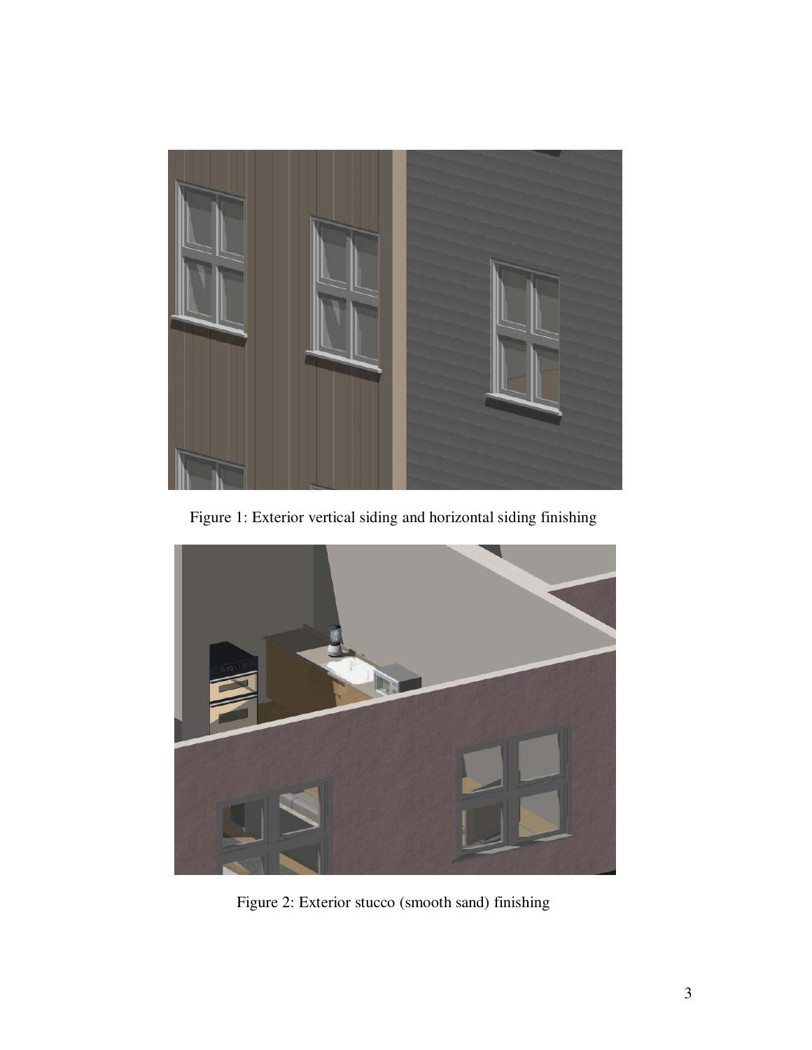Figure 1: Exterior vertical siding and horizontal siding finishing

Figure 2: Exterior stucco (smooth sand) finishing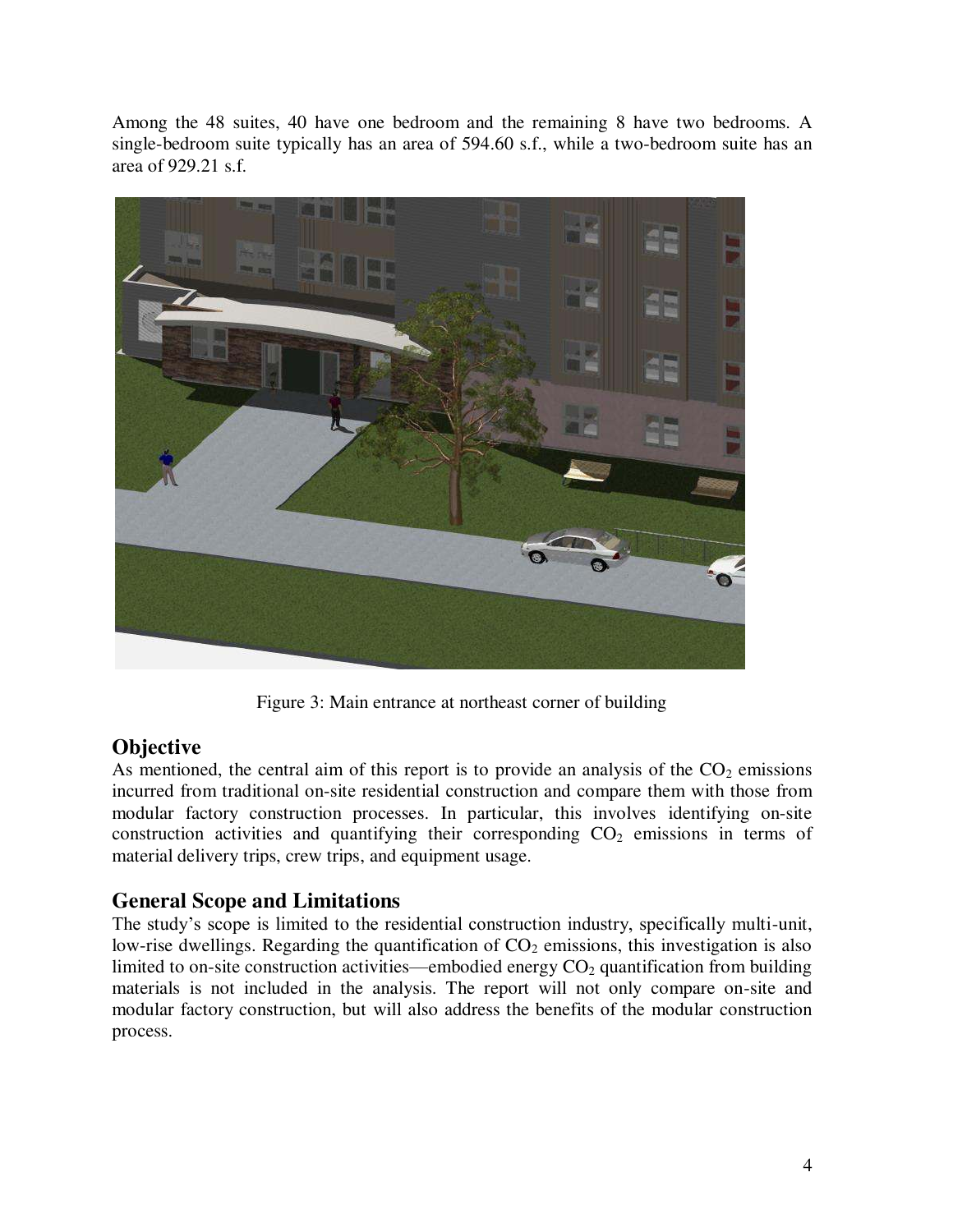Among the 48 suites, 40 have one bedroom and the remaining 8 have two bedrooms. A single-bedroom suite typically has an area of 594.60 s.f., while a two-bedroom suite has an area of 929.21 s.f.

Figure 3: Main entrance at northeast corner of building

## Objective

As mentioned, the central aim of this report is to provide an analysis of the $CO_2$ emissions incurred from traditional on-site residential construction and compare them with those from modular factory construction processes. In particular, this involves identifying on-site construction activities and quantifying their corresponding $CO_2$ emissions in terms of material delivery trips, crew trips, and equipment usage.

## General Scope and Limitations

The study's scope is limited to the residential construction industry, specifically multi-unit, low-rise dwellings. Regarding the quantification of $CO_2$ emissions, this investigation is also limited to on-site construction activities—embodied energy $CO_2$ quantification from building materials is not included in the analysis. The report will not only compare on-site and modular factory construction, but will also address the benefits of the modular construction process.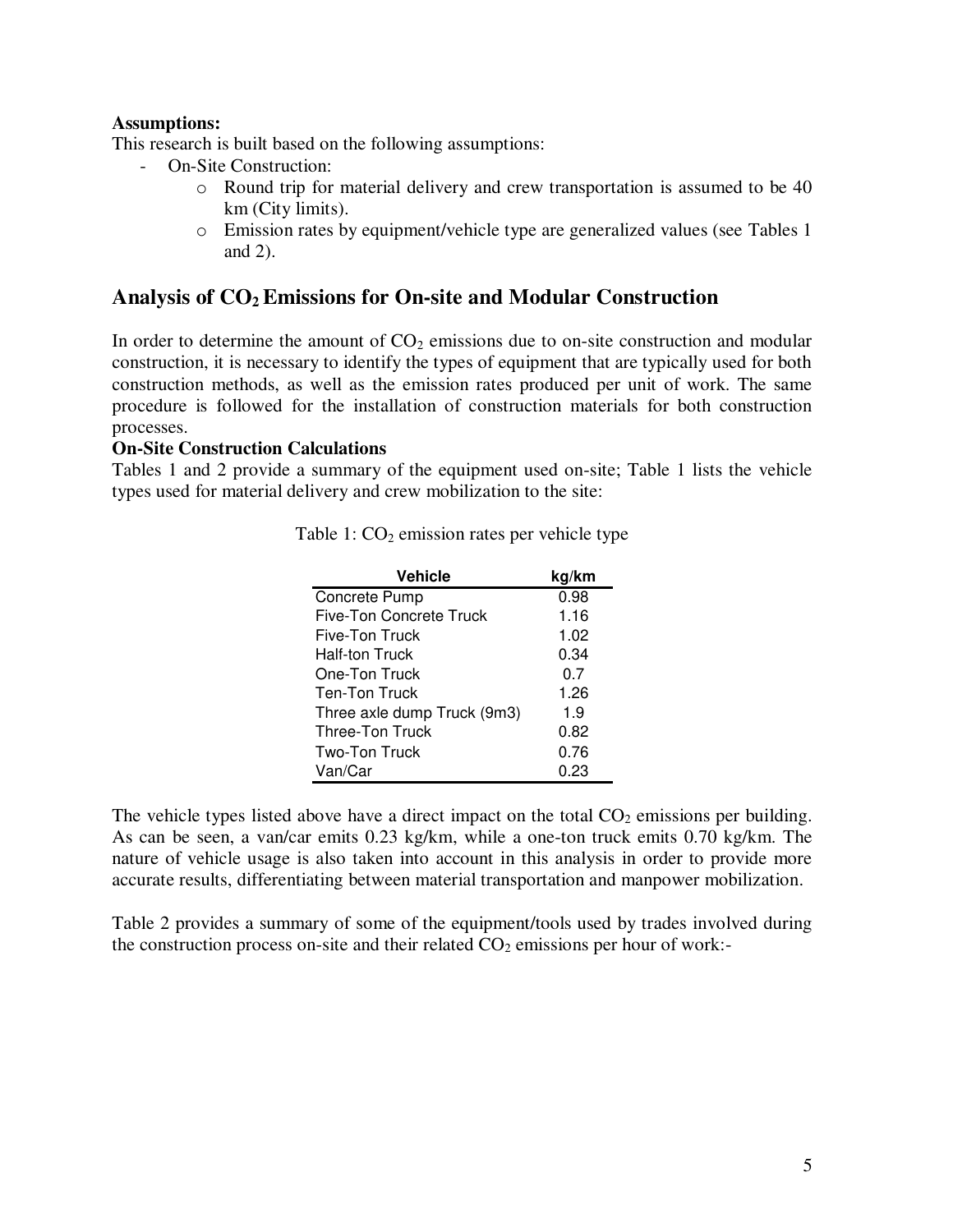**Assumptions:**

This research is built based on the following assumptions:

- On-Site Construction:
  - Round trip for material delivery and crew transportation is assumed to be 40 km (City limits).
  - Emission rates by equipment/vehicle type are generalized values (see Tables 1 and 2).

## Analysis of $CO_2$ Emissions for On-site and Modular Construction

In order to determine the amount of $CO_2$ emissions due to on-site construction and modular construction, it is necessary to identify the types of equipment that are typically used for both construction methods, as well as the emission rates produced per unit of work. The same procedure is followed for the installation of construction materials for both construction processes.

**On-Site Construction Calculations**

Tables 1 and 2 provide a summary of the equipment used on-site; Table 1 lists the vehicle types used for material delivery and crew mobilization to the site:

Table 1: $CO_2$ emission rates per vehicle type

| Vehicle | kg/km |
|---|---|
| Concrete Pump | 0.98 |
| Five-Ton Concrete Truck | 1.16 |
| Five-Ton Truck | 1.02 |
| Half-ton Truck | 0.34 |
| One-Ton Truck | 0.7 |
| Ten-Ton Truck | 1.26 |
| Three axle dump Truck (9m3) | 1.9 |
| Three-Ton Truck | 0.82 |
| Two-Ton Truck | 0.76 |
| Van/Car | 0.23 |

The vehicle types listed above have a direct impact on the total $CO_2$ emissions per building. As can be seen, a van/car emits 0.23 kg/km, while a one-ton truck emits 0.70 kg/km. The nature of vehicle usage is also taken into account in this analysis in order to provide more accurate results, differentiating between material transportation and manpower mobilization.

Table 2 provides a summary of some of the equipment/tools used by trades involved during the construction process on-site and their related $CO_2$ emissions per hour of work:-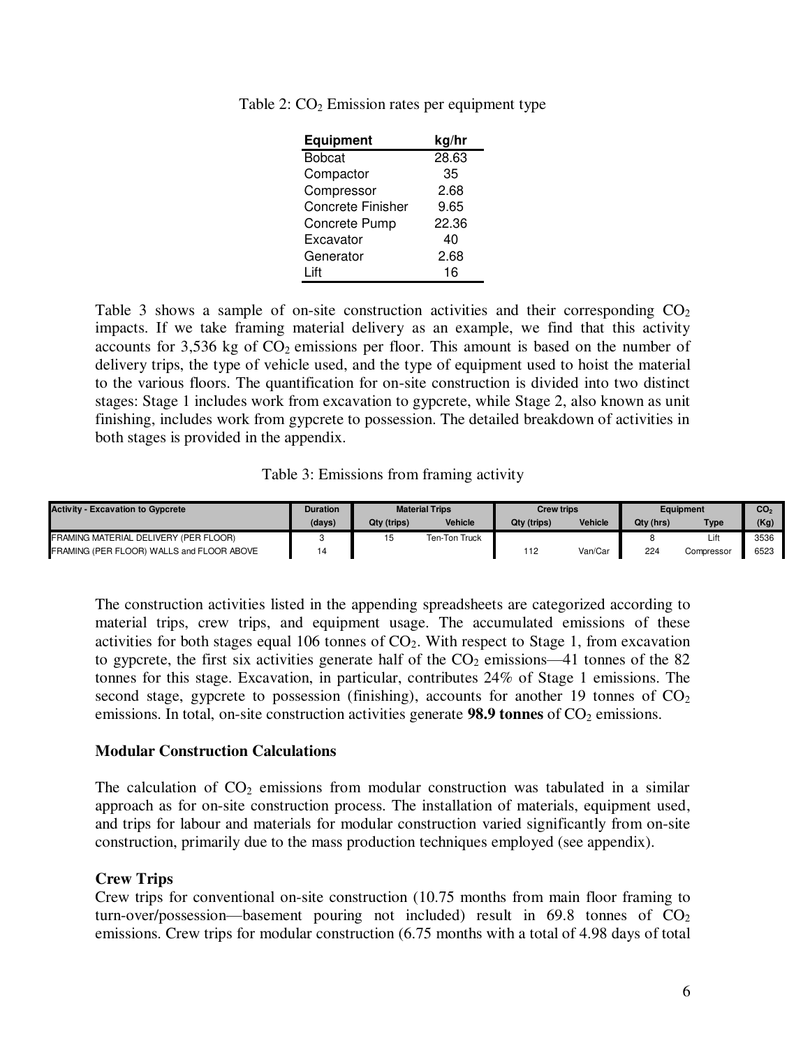Table 2: $CO_2$ Emission rates per equipment type

| Equipment | kg/hr |
|---|---|
| Bobcat | 28.63 |
| Compactor | 35 |
| Compressor | 2.68 |
| Concrete Finisher | 9.65 |
| Concrete Pump | 22.36 |
| Excavator | 40 |
| Generator | 2.68 |
| Lift | 16 |

Table 3 shows a sample of on-site construction activities and their corresponding $CO_2$ impacts. If we take framing material delivery as an example, we find that this activity accounts for 3,536 kg of $CO_2$ emissions per floor. This amount is based on the number of delivery trips, the type of vehicle used, and the type of equipment used to hoist the material to the various floors. The quantification for on-site construction is divided into two distinct stages: Stage 1 includes work from excavation to gypcrete, while Stage 2, also known as unit finishing, includes work from gypcrete to possession. The detailed breakdown of activities in both stages is provided in the appendix.

Table 3: Emissions from framing activity

| Activity - Excavation to Gypcrete | Duration | Material Trips | | Crew trips | | Equipment | | $CO_2$ |
|---|---|---|---|---|---|---|---|---|
| | (days) | Qty (trips) | Vehicle | Qty (trips) | Vehicle | Qty (hrs) | Type | (Kg) |
| FRAMING MATERIAL DELIVERY (PER FLOOR) | 3 | 15 | Ten-Ton Truck | | | 8 | Lift | 3536 |
| FRAMING (PER FLOOR) WALLS and FLOOR ABOVE | 14 | | | 112 | Van/Car | 224 | Compressor | 6523 |

The construction activities listed in the appending spreadsheets are categorized according to material trips, crew trips, and equipment usage. The accumulated emissions of these activities for both stages equal 106 tonnes of $CO_2$. With respect to Stage 1, from excavation to gypcrete, the first six activities generate half of the $CO_2$ emissions—41 tonnes of the 82 tonnes for this stage. Excavation, in particular, contributes 24% of Stage 1 emissions. The second stage, gypcrete to possession (finishing), accounts for another 19 tonnes of $CO_2$ emissions. In total, on-site construction activities generate **98.9 tonnes** of $CO_2$ emissions.

### Modular Construction Calculations

The calculation of $CO_2$ emissions from modular construction was tabulated in a similar approach as for on-site construction process. The installation of materials, equipment used, and trips for labour and materials for modular construction varied significantly from on-site construction, primarily due to the mass production techniques employed (see appendix).

### Crew Trips

Crew trips for conventional on-site construction (10.75 months from main floor framing to turn-over/possession—basement pouring not included) result in 69.8 tonnes of $CO_2$ emissions. Crew trips for modular construction (6.75 months with a total of 4.98 days of total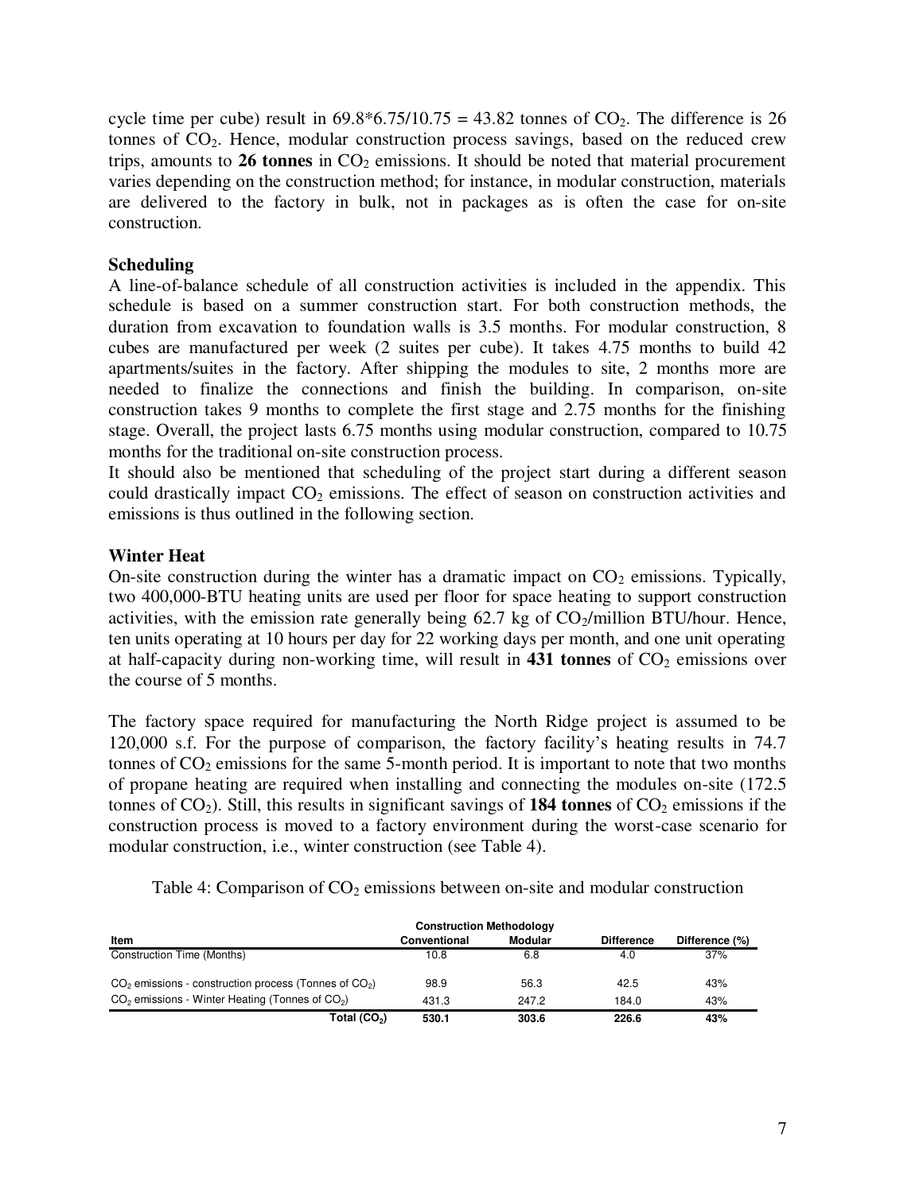cycle time per cube) result in $69.8*6.75/10.75 = 43.82$ tonnes of $CO_2$. The difference is 26 tonnes of $CO_2$. Hence, modular construction process savings, based on the reduced crew trips, amounts to **26 tonnes** in $CO_2$ emissions. It should be noted that material procurement varies depending on the construction method; for instance, in modular construction, materials are delivered to the factory in bulk, not in packages as is often the case for on-site construction.

**Scheduling**

A line-of-balance schedule of all construction activities is included in the appendix. This schedule is based on a summer construction start. For both construction methods, the duration from excavation to foundation walls is 3.5 months. For modular construction, 8 cubes are manufactured per week (2 suites per cube). It takes 4.75 months to build 42 apartments/suites in the factory. After shipping the modules to site, 2 months more are needed to finalize the connections and finish the building. In comparison, on-site construction takes 9 months to complete the first stage and 2.75 months for the finishing stage. Overall, the project lasts 6.75 months using modular construction, compared to 10.75 months for the traditional on-site construction process.

It should also be mentioned that scheduling of the project start during a different season could drastically impact $CO_2$ emissions. The effect of season on construction activities and emissions is thus outlined in the following section.

**Winter Heat**

On-site construction during the winter has a dramatic impact on $CO_2$ emissions. Typically, two 400,000-BTU heating units are used per floor for space heating to support construction activities, with the emission rate generally being 62.7 kg of $CO_2$/million BTU/hour. Hence, ten units operating at 10 hours per day for 22 working days per month, and one unit operating at half-capacity during non-working time, will result in **431 tonnes** of $CO_2$ emissions over the course of 5 months.

The factory space required for manufacturing the North Ridge project is assumed to be 120,000 s.f. For the purpose of comparison, the factory facility's heating results in 74.7 tonnes of $CO_2$ emissions for the same 5-month period. It is important to note that two months of propane heating are required when installing and connecting the modules on-site (172.5 tonnes of $CO_2$). Still, this results in significant savings of **184 tonnes** of $CO_2$ emissions if the construction process is moved to a factory environment during the worst-case scenario for modular construction, i.e., winter construction (see Table 4).

Table 4: Comparison of $CO_2$ emissions between on-site and modular construction

| | Construction Methodology | | | |
|---|---|---|---|---|
| **Item** | **Conventional** | **Modular** | **Difference** | **Difference (%)** |
| Construction Time (Months) | 10.8 | 6.8 | 4.0 | 37% |
| $CO_2$ emissions - construction process (Tonnes of $CO_2$) | 98.9 | 56.3 | 42.5 | 43% |
| $CO_2$ emissions - Winter Heating (Tonnes of $CO_2$) | 431.3 | 247.2 | 184.0 | 43% |
| **Total ($CO_2$)** | **530.1** | **303.6** | **226.6** | **43%** |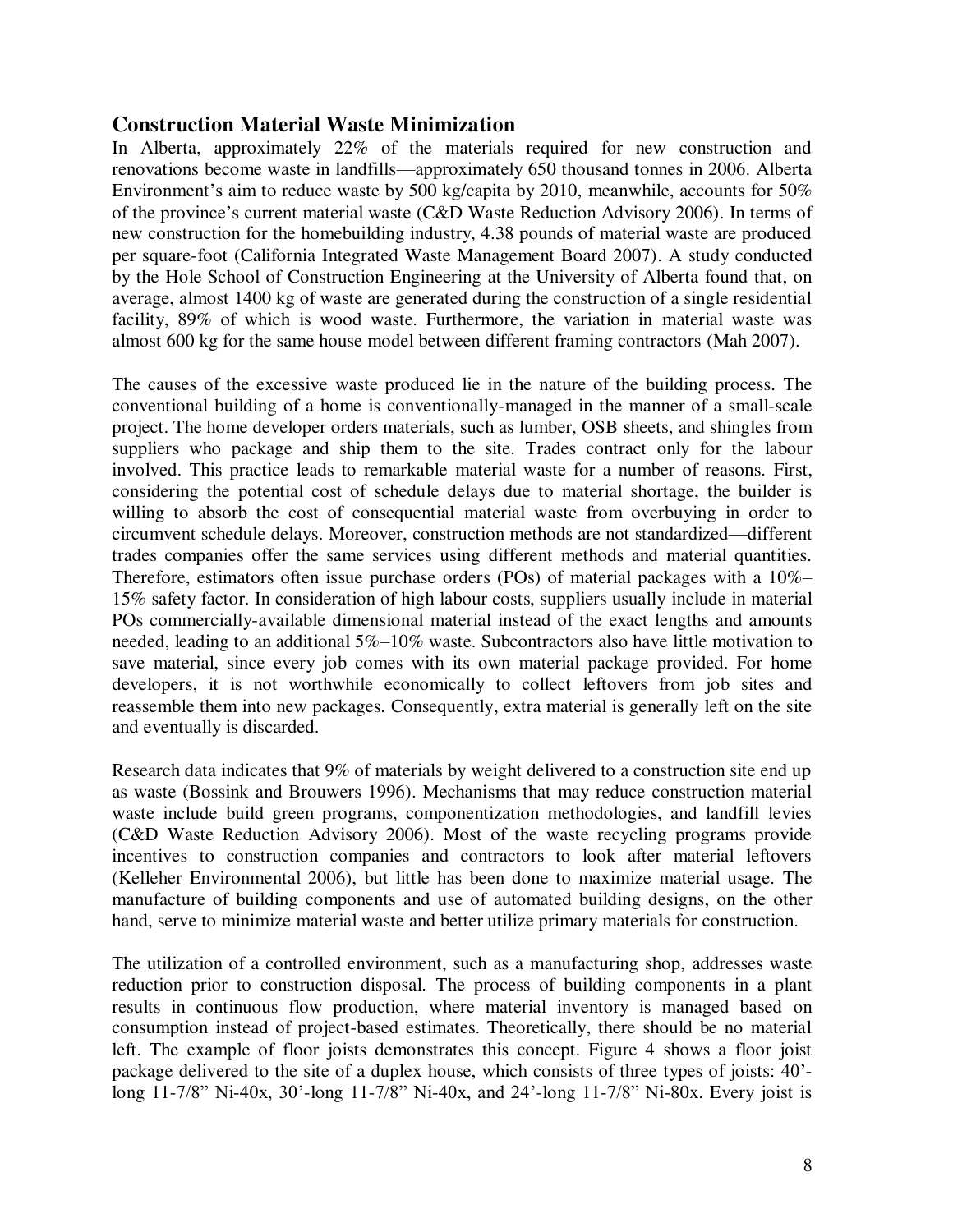## Construction Material Waste Minimization

In Alberta, approximately 22% of the materials required for new construction and renovations become waste in landfills—approximately 650 thousand tonnes in 2006. Alberta Environment's aim to reduce waste by 500 kg/capita by 2010, meanwhile, accounts for 50% of the province's current material waste (C&D Waste Reduction Advisory 2006). In terms of new construction for the homebuilding industry, 4.38 pounds of material waste are produced per square-foot (California Integrated Waste Management Board 2007). A study conducted by the Hole School of Construction Engineering at the University of Alberta found that, on average, almost 1400 kg of waste are generated during the construction of a single residential facility, 89% of which is wood waste. Furthermore, the variation in material waste was almost 600 kg for the same house model between different framing contractors (Mah 2007).

The causes of the excessive waste produced lie in the nature of the building process. The conventional building of a home is conventionally-managed in the manner of a small-scale project. The home developer orders materials, such as lumber, OSB sheets, and shingles from suppliers who package and ship them to the site. Trades contract only for the labour involved. This practice leads to remarkable material waste for a number of reasons. First, considering the potential cost of schedule delays due to material shortage, the builder is willing to absorb the cost of consequential material waste from overbuying in order to circumvent schedule delays. Moreover, construction methods are not standardized—different trades companies offer the same services using different methods and material quantities. Therefore, estimators often issue purchase orders (POs) of material packages with a 10%–15% safety factor. In consideration of high labour costs, suppliers usually include in material POs commercially-available dimensional material instead of the exact lengths and amounts needed, leading to an additional 5%–10% waste. Subcontractors also have little motivation to save material, since every job comes with its own material package provided. For home developers, it is not worthwhile economically to collect leftovers from job sites and reassemble them into new packages. Consequently, extra material is generally left on the site and eventually is discarded.

Research data indicates that 9% of materials by weight delivered to a construction site end up as waste (Bossink and Brouwers 1996). Mechanisms that may reduce construction material waste include build green programs, componentization methodologies, and landfill levies (C&D Waste Reduction Advisory 2006). Most of the waste recycling programs provide incentives to construction companies and contractors to look after material leftovers (Kelleher Environmental 2006), but little has been done to maximize material usage. The manufacture of building components and use of automated building designs, on the other hand, serve to minimize material waste and better utilize primary materials for construction.

The utilization of a controlled environment, such as a manufacturing shop, addresses waste reduction prior to construction disposal. The process of building components in a plant results in continuous flow production, where material inventory is managed based on consumption instead of project-based estimates. Theoretically, there should be no material left. The example of floor joists demonstrates this concept. Figure 4 shows a floor joist package delivered to the site of a duplex house, which consists of three types of joists: 40'-long 11-7/8" Ni-40x, 30'-long 11-7/8" Ni-40x, and 24'-long 11-7/8" Ni-80x. Every joist is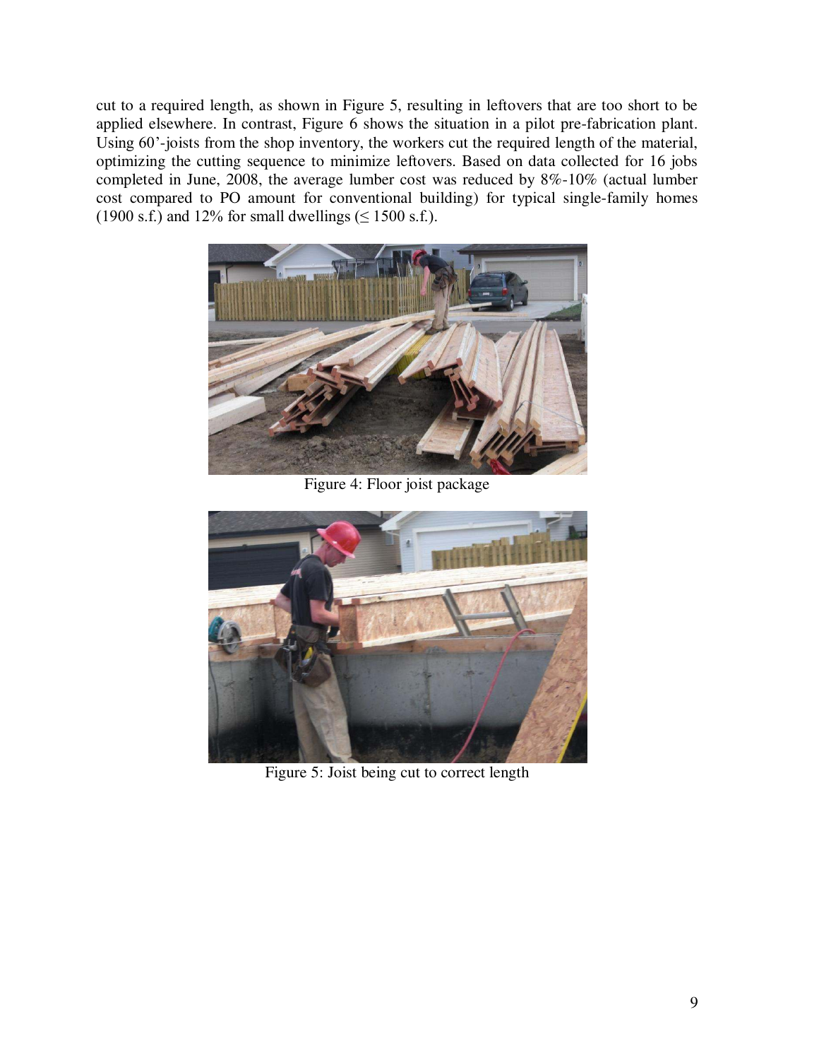cut to a required length, as shown in Figure 5, resulting in leftovers that are too short to be applied elsewhere. In contrast, Figure 6 shows the situation in a pilot pre-fabrication plant. Using 60'-joists from the shop inventory, the workers cut the required length of the material, optimizing the cutting sequence to minimize leftovers. Based on data collected for 16 jobs completed in June, 2008, the average lumber cost was reduced by 8%-10% (actual lumber cost compared to PO amount for conventional building) for typical single-family homes (1900 s.f.) and 12% for small dwellings (≤ 1500 s.f.).

Figure 4: Floor joist package

Figure 5: Joist being cut to correct length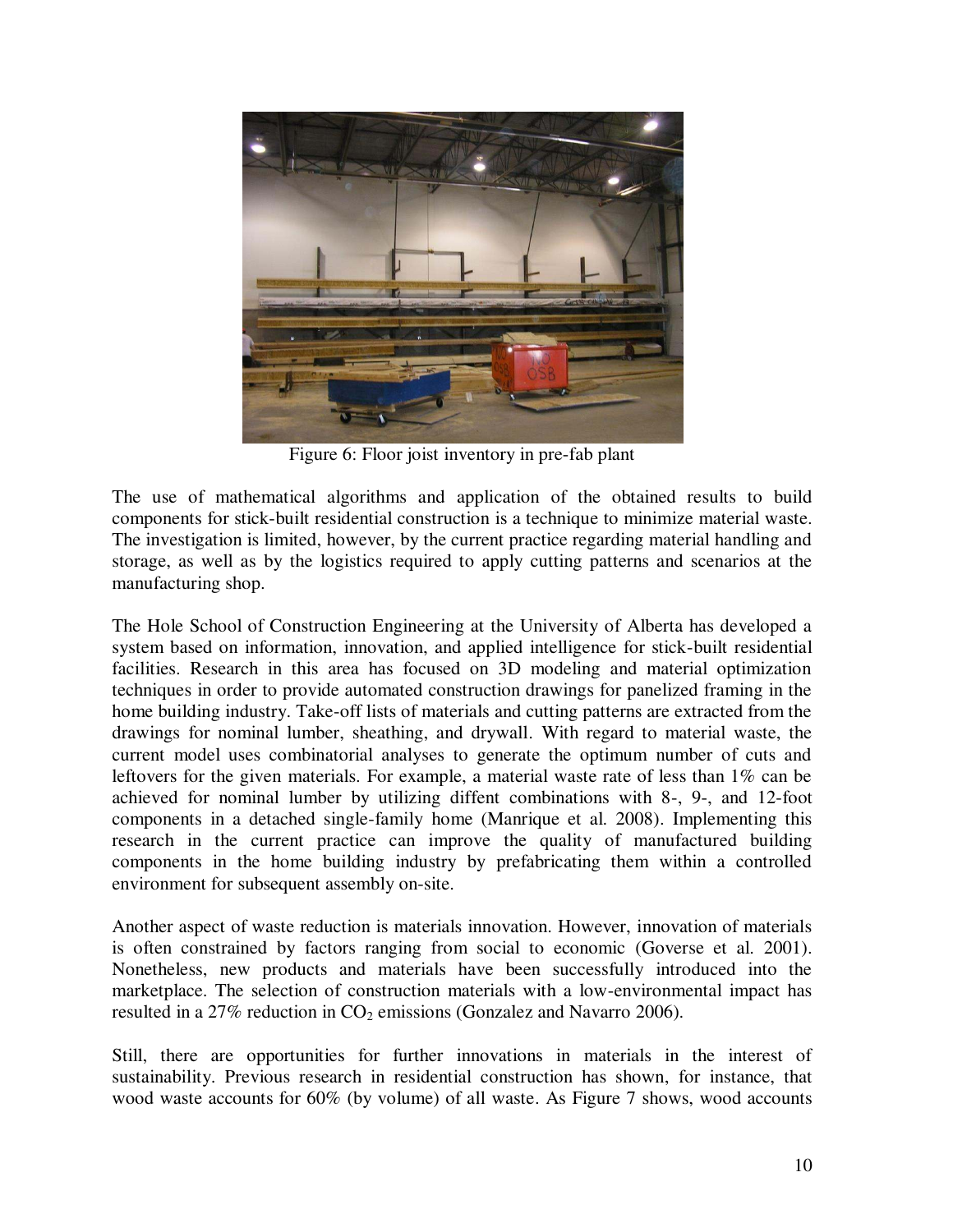Figure 6: Floor joist inventory in pre-fab plant

The use of mathematical algorithms and application of the obtained results to build components for stick-built residential construction is a technique to minimize material waste. The investigation is limited, however, by the current practice regarding material handling and storage, as well as by the logistics required to apply cutting patterns and scenarios at the manufacturing shop.

The Hole School of Construction Engineering at the University of Alberta has developed a system based on information, innovation, and applied intelligence for stick-built residential facilities. Research in this area has focused on 3D modeling and material optimization techniques in order to provide automated construction drawings for panelized framing in the home building industry. Take-off lists of materials and cutting patterns are extracted from the drawings for nominal lumber, sheathing, and drywall. With regard to material waste, the current model uses combinatorial analyses to generate the optimum number of cuts and leftovers for the given materials. For example, a material waste rate of less than 1% can be achieved for nominal lumber by utilizing diffent combinations with 8-, 9-, and 12-foot components in a detached single-family home (Manrique et al. 2008). Implementing this research in the current practice can improve the quality of manufactured building components in the home building industry by prefabricating them within a controlled environment for subsequent assembly on-site.

Another aspect of waste reduction is materials innovation. However, innovation of materials is often constrained by factors ranging from social to economic (Goverse et al. 2001). Nonetheless, new products and materials have been successfully introduced into the marketplace. The selection of construction materials with a low-environmental impact has resulted in a 27% reduction in $CO_2$ emissions (Gonzalez and Navarro 2006).

Still, there are opportunities for further innovations in materials in the interest of sustainability. Previous research in residential construction has shown, for instance, that wood waste accounts for 60% (by volume) of all waste. As Figure 7 shows, wood accounts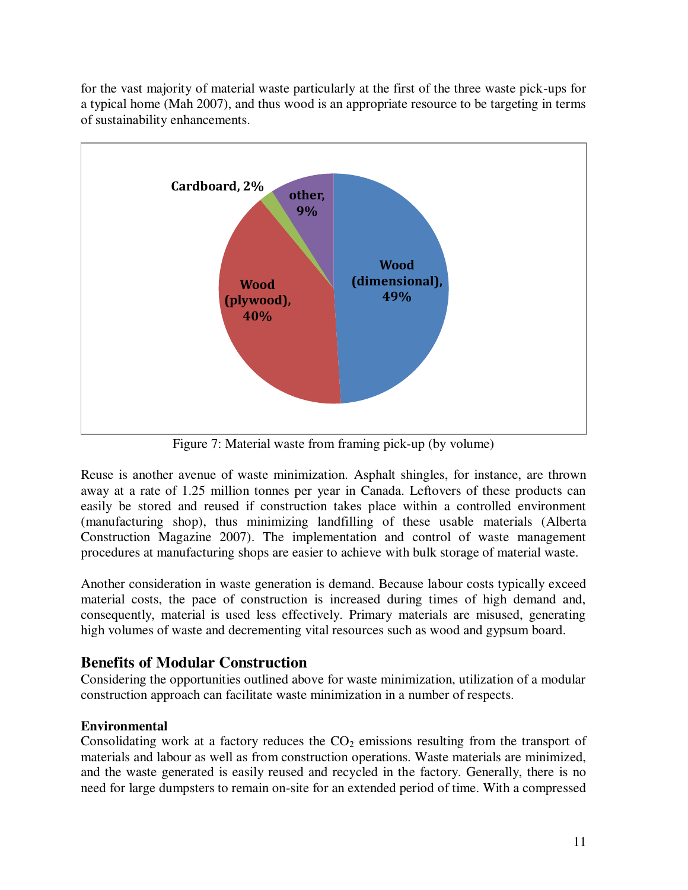for the vast majority of material waste particularly at the first of the three waste pick-ups for a typical home (Mah 2007), and thus wood is an appropriate resource to be targeting in terms of sustainability enhancements.

Figure 7: Material waste from framing pick-up (by volume)

Reuse is another avenue of waste minimization. Asphalt shingles, for instance, are thrown away at a rate of 1.25 million tonnes per year in Canada. Leftovers of these products can easily be stored and reused if construction takes place within a controlled environment (manufacturing shop), thus minimizing landfilling of these usable materials (Alberta Construction Magazine 2007). The implementation and control of waste management procedures at manufacturing shops are easier to achieve with bulk storage of material waste.

Another consideration in waste generation is demand. Because labour costs typically exceed material costs, the pace of construction is increased during times of high demand and, consequently, material is used less effectively. Primary materials are misused, generating high volumes of waste and decrementing vital resources such as wood and gypsum board.

## Benefits of Modular Construction

Considering the opportunities outlined above for waste minimization, utilization of a modular construction approach can facilitate waste minimization in a number of respects.

**Environmental**

Consolidating work at a factory reduces the $CO_2$ emissions resulting from the transport of materials and labour as well as from construction operations. Waste materials are minimized, and the waste generated is easily reused and recycled in the factory. Generally, there is no need for large dumpsters to remain on-site for an extended period of time. With a compressed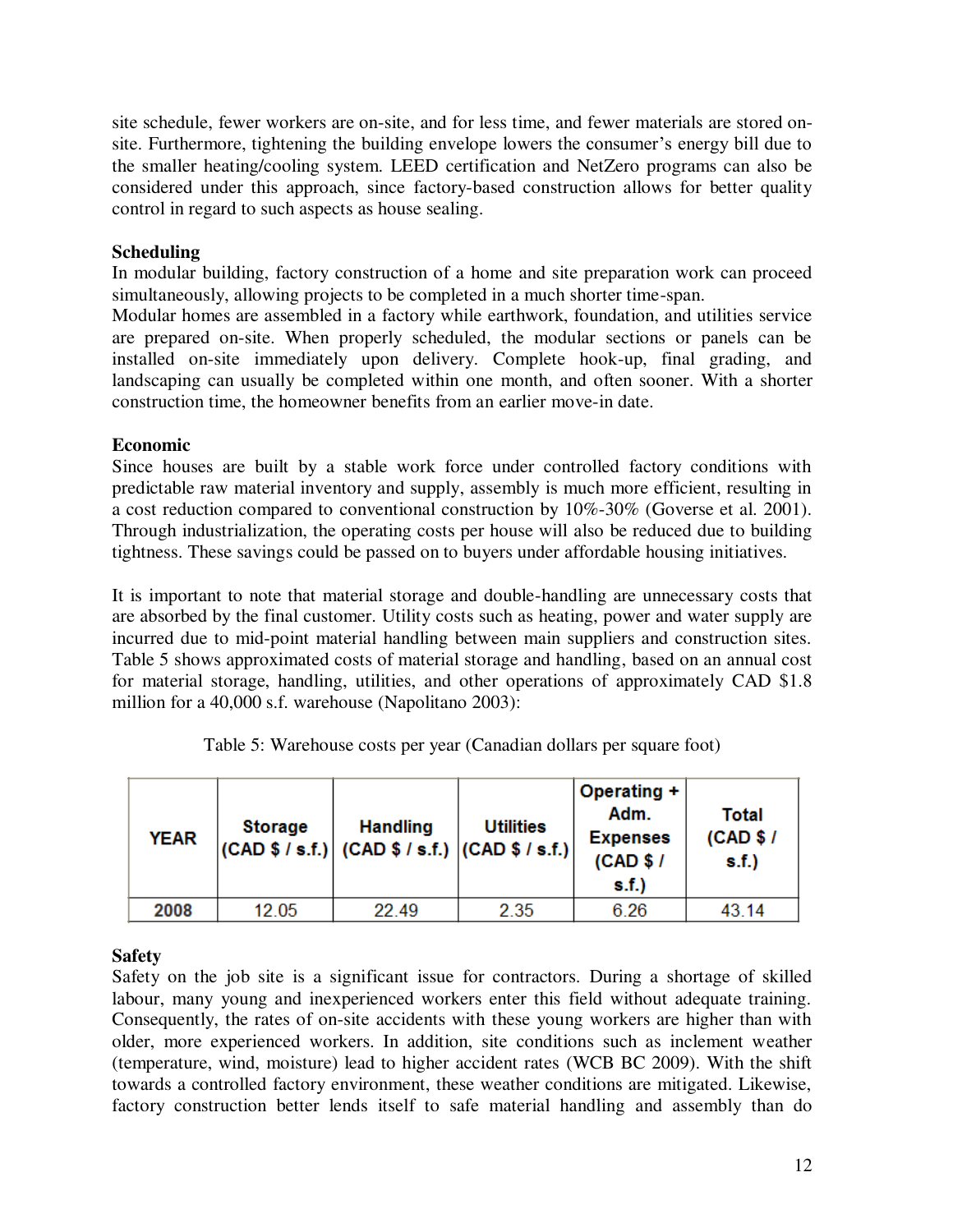site schedule, fewer workers are on-site, and for less time, and fewer materials are stored on-site. Furthermore, tightening the building envelope lowers the consumer's energy bill due to the smaller heating/cooling system. LEED certification and NetZero programs can also be considered under this approach, since factory-based construction allows for better quality control in regard to such aspects as house sealing.

**Scheduling**

In modular building, factory construction of a home and site preparation work can proceed simultaneously, allowing projects to be completed in a much shorter time-span.
Modular homes are assembled in a factory while earthwork, foundation, and utilities service are prepared on-site. When properly scheduled, the modular sections or panels can be installed on-site immediately upon delivery. Complete hook-up, final grading, and landscaping can usually be completed within one month, and often sooner. With a shorter construction time, the homeowner benefits from an earlier move-in date.

**Economic**

Since houses are built by a stable work force under controlled factory conditions with predictable raw material inventory and supply, assembly is much more efficient, resulting in a cost reduction compared to conventional construction by 10%-30% (Goverse et al. 2001). Through industrialization, the operating costs per house will also be reduced due to building tightness. These savings could be passed on to buyers under affordable housing initiatives.

It is important to note that material storage and double-handling are unnecessary costs that are absorbed by the final customer. Utility costs such as heating, power and water supply are incurred due to mid-point material handling between main suppliers and construction sites. Table 5 shows approximated costs of material storage and handling, based on an annual cost for material storage, handling, utilities, and other operations of approximately CAD $1.8 million for a 40,000 s.f. warehouse (Napolitano 2003):

Table 5: Warehouse costs per year (Canadian dollars per square foot)

| YEAR | Storage (CAD $ / s.f.) | Handling (CAD $ / s.f.) | Utilities (CAD $ / s.f.) | Operating + Adm. Expenses (CAD $ / s.f.) | Total (CAD $ / s.f.) |
|---|---|---|---|---|---|
| 2008 | 12.05 | 22.49 | 2.35 | 6.26 | 43.14 |

**Safety**

Safety on the job site is a significant issue for contractors. During a shortage of skilled labour, many young and inexperienced workers enter this field without adequate training. Consequently, the rates of on-site accidents with these young workers are higher than with older, more experienced workers. In addition, site conditions such as inclement weather (temperature, wind, moisture) lead to higher accident rates (WCB BC 2009). With the shift towards a controlled factory environment, these weather conditions are mitigated. Likewise, factory construction better lends itself to safe material handling and assembly than do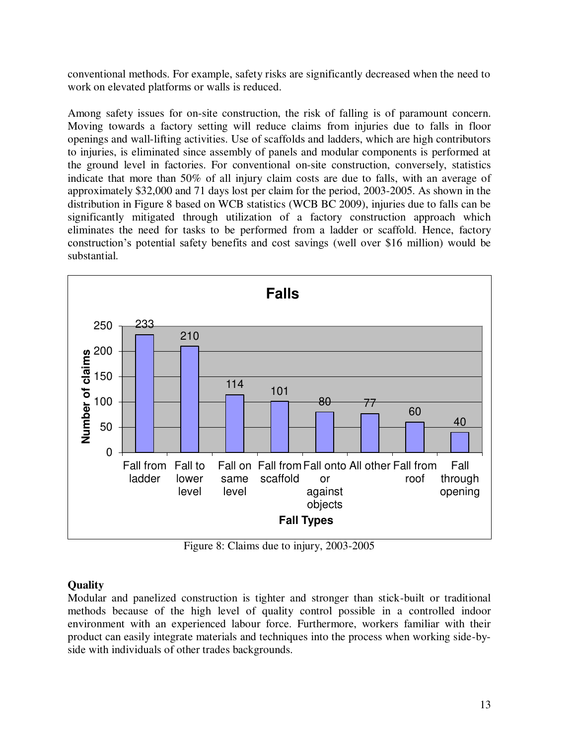conventional methods. For example, safety risks are significantly decreased when the need to work on elevated platforms or walls is reduced.

Among safety issues for on-site construction, the risk of falling is of paramount concern. Moving towards a factory setting will reduce claims from injuries due to falls in floor openings and wall-lifting activities. Use of scaffolds and ladders, which are high contributors to injuries, is eliminated since assembly of panels and modular components is performed at the ground level in factories. For conventional on-site construction, conversely, statistics indicate that more than 50% of all injury claim costs are due to falls, with an average of approximately $32,000 and 71 days lost per claim for the period, 2003-2005. As shown in the distribution in Figure 8 based on WCB statistics (WCB BC 2009), injuries due to falls can be significantly mitigated through utilization of a factory construction approach which eliminates the need for tasks to be performed from a ladder or scaffold. Hence, factory construction's potential safety benefits and cost savings (well over $16 million) would be substantial.

**Falls**

| Fall Types | Number of claims |
|---|---|
| Fall from ladder | 233 |
| Fall to lower level | 210 |
| Fall on same level | 114 |
| Fall from scaffold | 101 |
| Fall onto or against objects | 80 |
| All other | 77 |
| Fall from roof | 60 |
| Fall through opening | 40 |

Figure 8: Claims due to injury, 2003-2005

**Quality**

Modular and panelized construction is tighter and stronger than stick-built or traditional methods because of the high level of quality control possible in a controlled indoor environment with an experienced labour force. Furthermore, workers familiar with their product can easily integrate materials and techniques into the process when working side-by-side with individuals of other trades backgrounds.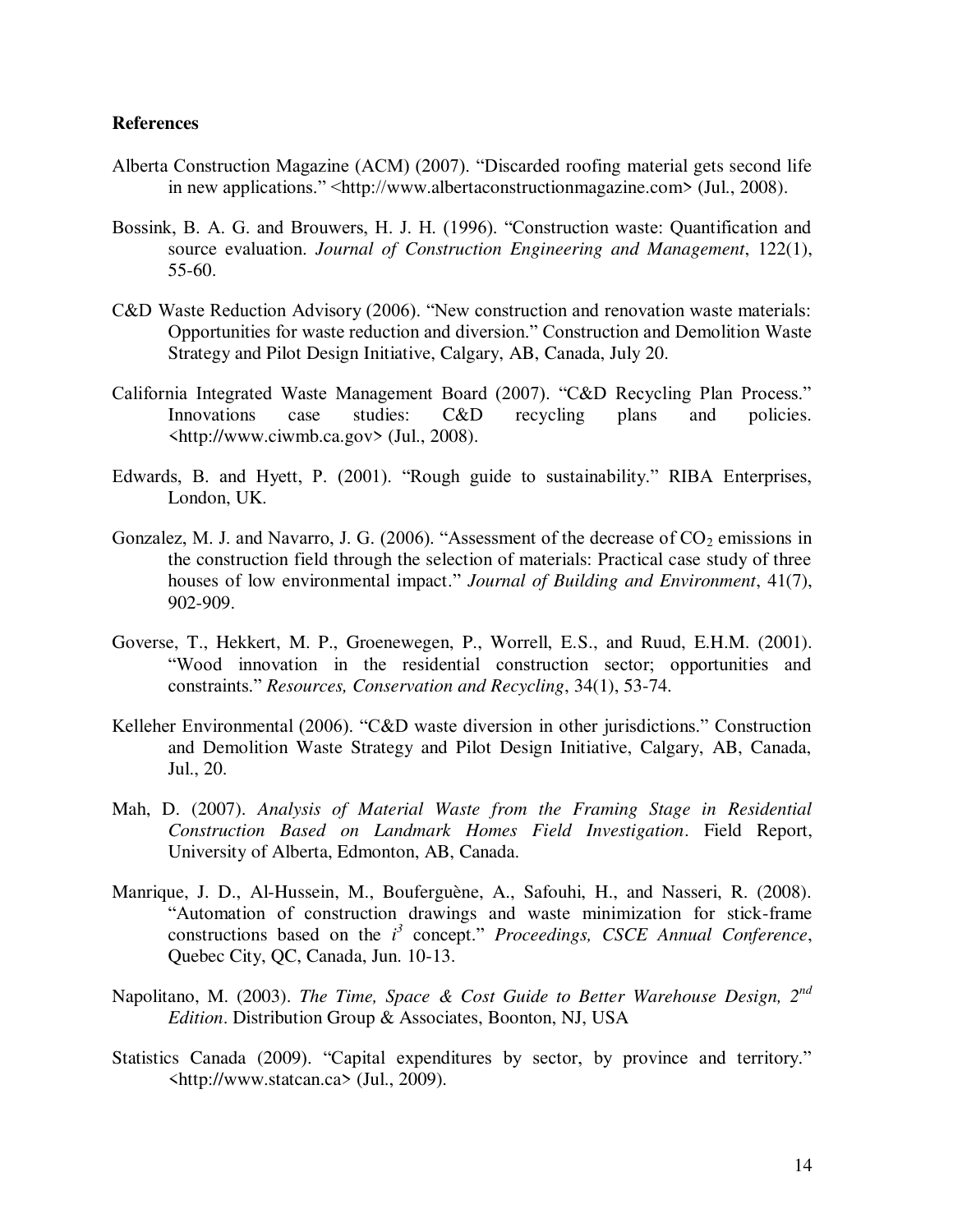**References**

Alberta Construction Magazine (ACM) (2007). "Discarded roofing material gets second life in new applications." <http://www.albertaconstructionmagazine.com> (Jul., 2008).

Bossink, B. A. G. and Brouwers, H. J. H. (1996). "Construction waste: Quantification and source evaluation. *Journal of Construction Engineering and Management*, 122(1), 55-60.

C&D Waste Reduction Advisory (2006). "New construction and renovation waste materials: Opportunities for waste reduction and diversion." Construction and Demolition Waste Strategy and Pilot Design Initiative, Calgary, AB, Canada, July 20.

California Integrated Waste Management Board (2007). "C&D Recycling Plan Process." Innovations case studies: C&D recycling plans and policies. <http://www.ciwmb.ca.gov> (Jul., 2008).

Edwards, B. and Hyett, P. (2001). "Rough guide to sustainability." RIBA Enterprises, London, UK.

Gonzalez, M. J. and Navarro, J. G. (2006). "Assessment of the decrease of $CO_2$ emissions in the construction field through the selection of materials: Practical case study of three houses of low environmental impact." *Journal of Building and Environment*, 41(7), 902-909.

Goverse, T., Hekkert, M. P., Groenewegen, P., Worrell, E.S., and Ruud, E.H.M. (2001). "Wood innovation in the residential construction sector; opportunities and constraints." *Resources, Conservation and Recycling*, 34(1), 53-74.

Kelleher Environmental (2006). "C&D waste diversion in other jurisdictions." Construction and Demolition Waste Strategy and Pilot Design Initiative, Calgary, AB, Canada, Jul., 20.

Mah, D. (2007). *Analysis of Material Waste from the Framing Stage in Residential Construction Based on Landmark Homes Field Investigation*. Field Report, University of Alberta, Edmonton, AB, Canada.

Manrique, J. D., Al-Hussein, M., Bouferguène, A., Safouhi, H., and Nasseri, R. (2008). "Automation of construction drawings and waste minimization for stick-frame constructions based on the $i^3$ concept." *Proceedings, CSCE Annual Conference*, Quebec City, QC, Canada, Jun. 10-13.

Napolitano, M. (2003). *The Time, Space & Cost Guide to Better Warehouse Design, 2nd Edition*. Distribution Group & Associates, Boonton, NJ, USA

Statistics Canada (2009). "Capital expenditures by sector, by province and territory." <http://www.statcan.ca> (Jul., 2009).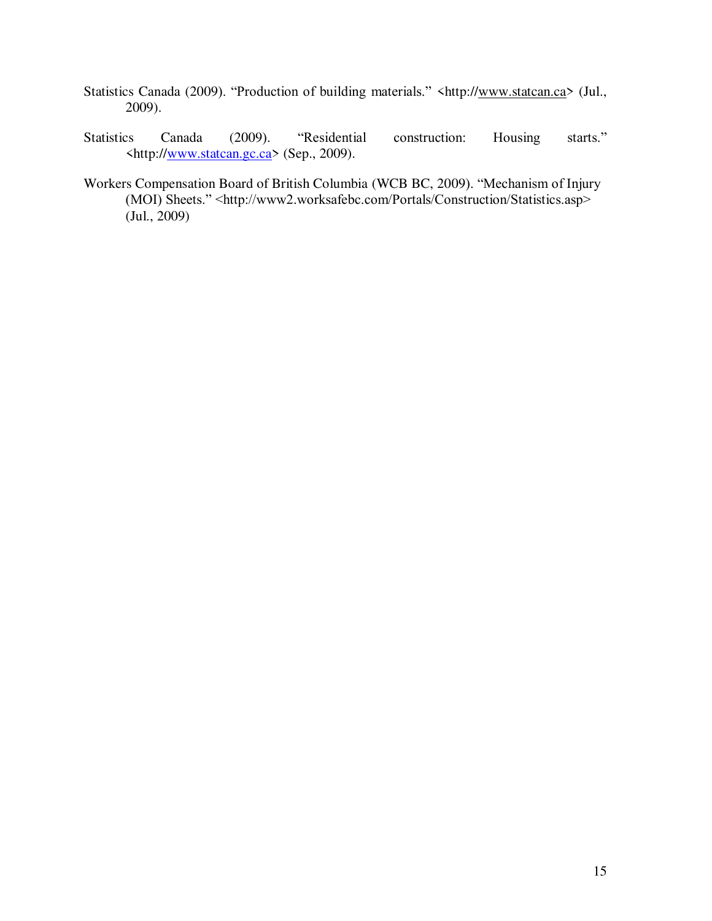Statistics Canada (2009). "Production of building materials." <http://www.statcan.ca> (Jul., 2009).

Statistics Canada (2009). "Residential construction: Housing starts." <http://www.statcan.gc.ca> (Sep., 2009).

Workers Compensation Board of British Columbia (WCB BC, 2009). "Mechanism of Injury (MOI) Sheets." <http://www2.worksafebc.com/Portals/Construction/Statistics.asp> (Jul., 2009)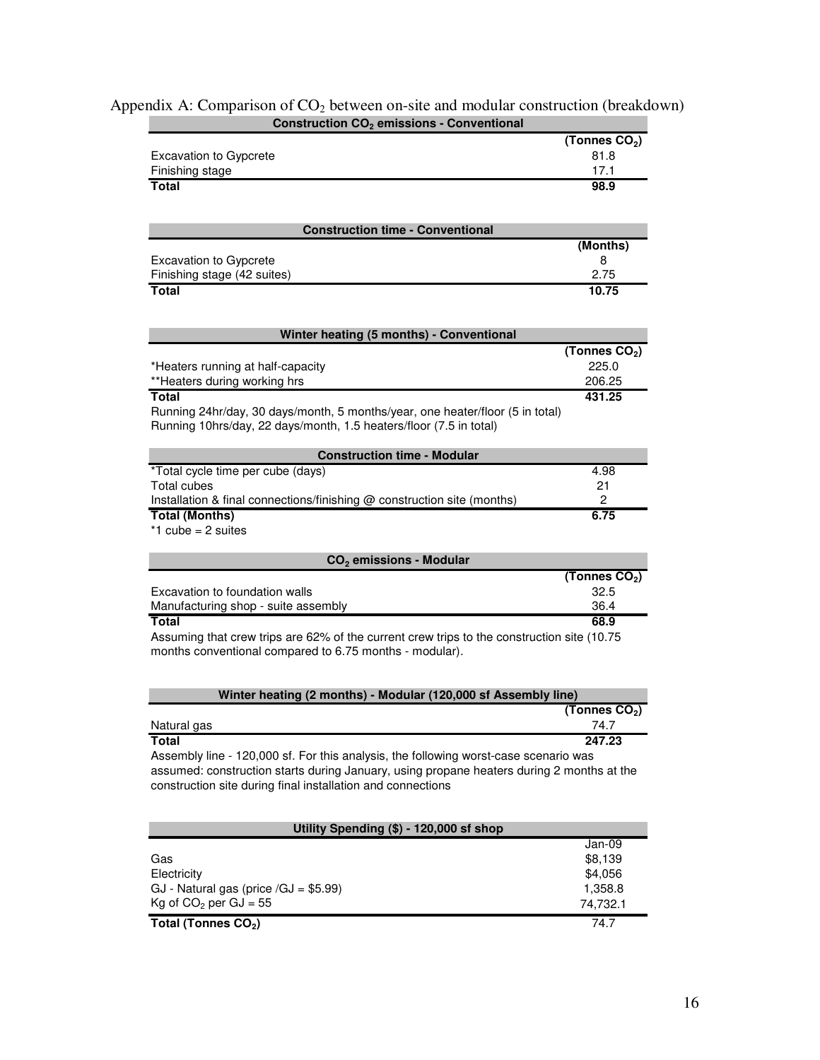Appendix A: Comparison of $CO_2$ between on-site and modular construction (breakdown)

| Construction $CO_2$ emissions - Conventional | |
|---|---|
| | (Tonnes $CO_2$) |
| Excavation to Gypcrete | 81.8 |
| Finishing stage | 17.1 |
| **Total** | **98.9** |

| Construction time - Conventional | |
|---|---|
| | (Months) |
| Excavation to Gypcrete | 8 |
| Finishing stage (42 suites) | 2.75 |
| **Total** | **10.75** |

| Winter heating (5 months) - Conventional | |
|---|---|
| | (Tonnes $CO_2$) |
| *Heaters running at half-capacity | 225.0 |
| **Heaters during working hrs | 206.25 |
| **Total** | **431.25** |

Running 24hr/day, 30 days/month, 5 months/year, one heater/floor (5 in total)
Running 10hrs/day, 22 days/month, 1.5 heaters/floor (7.5 in total)

| Construction time - Modular | |
|---|---|
| *Total cycle time per cube (days) | 4.98 |
| Total cubes | 21 |
| Installation & final connections/finishing @ construction site (months) | 2 |
| **Total (Months)** | **6.75** |

*1 cube = 2 suites

| $CO_2$ emissions - Modular | |
|---|---|
| | (Tonnes $CO_2$) |
| Excavation to foundation walls | 32.5 |
| Manufacturing shop - suite assembly | 36.4 |
| **Total** | **68.9** |

Assuming that crew trips are 62% of the current crew trips to the construction site (10.75 months conventional compared to 6.75 months - modular).

| Winter heating (2 months) - Modular (120,000 sf Assembly line) | |
|---|---|
| | (Tonnes $CO_2$) |
| Natural gas | 74.7 |
| **Total** | **247.23** |

Assembly line - 120,000 sf. For this analysis, the following worst-case scenario was assumed: construction starts during January, using propane heaters during 2 months at the construction site during final installation and connections

| Utility Spending ($) - 120,000 sf shop | |
|---|---|
| | Jan-09 |
| Gas | $8,139 |
| Electricity | $4,056 |
| GJ - Natural gas (price /GJ = $5.99) | 1,358.8 |
| Kg of $CO_2$ per GJ = 55 | 74,732.1 |
| **Total (Tonnes $CO_2$)** | 74.7 |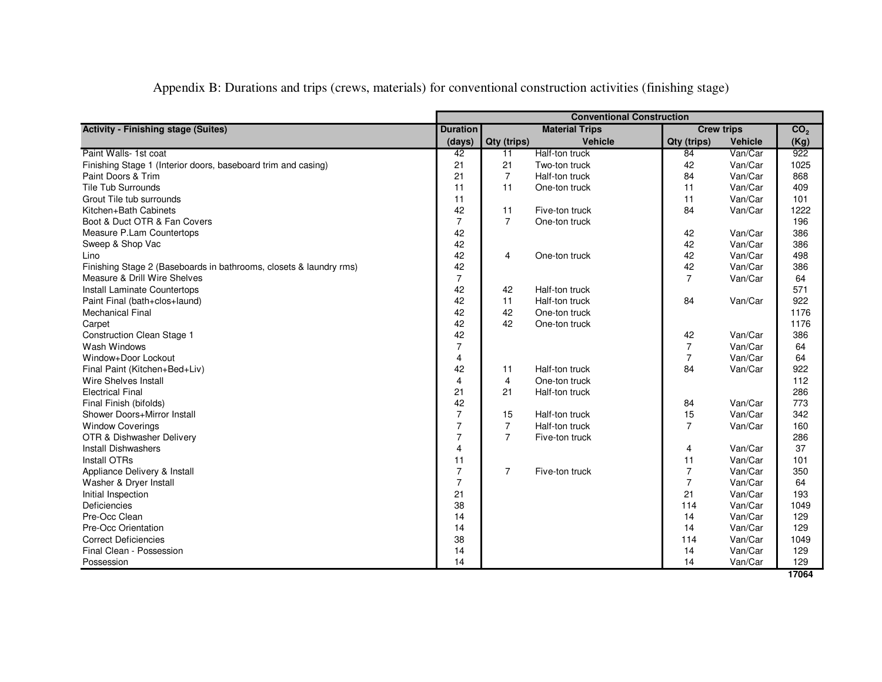Appendix B: Durations and trips (crews, materials) for conventional construction activities (finishing stage)

| | Conventional Construction | | | | | |
|---|---|---|---|---|---|---|
| **Activity - Finishing stage (Suites)** | **Duration** | **Material Trips** | | **Crew trips** | | **$CO_2$** |
| | **(days)** | **Qty (trips)** | **Vehicle** | **Qty (trips)** | **Vehicle** | **(Kg)** |
| Paint Walls- 1st coat | 42 | 11 | Half-ton truck | 84 | Van/Car | 922 |
| Finishing Stage 1 (Interior doors, baseboard trim and casing) | 21 | 21 | Two-ton truck | 42 | Van/Car | 1025 |
| Paint Doors & Trim | 21 | 7 | Half-ton truck | 84 | Van/Car | 868 |
| Tile Tub Surrounds | 11 | 11 | One-ton truck | 11 | Van/Car | 409 |
| Grout Tile tub surrounds | 11 | | | 11 | Van/Car | 101 |
| Kitchen+Bath Cabinets | 42 | 11 | Five-ton truck | 84 | Van/Car | 1222 |
| Boot & Duct OTR & Fan Covers | 7 | 7 | One-ton truck | | | 196 |
| Measure P.Lam Countertops | 42 | | | 42 | Van/Car | 386 |
| Sweep & Shop Vac | 42 | | | 42 | Van/Car | 386 |
| Lino | 42 | 4 | One-ton truck | 42 | Van/Car | 498 |
| Finishing Stage 2 (Baseboards in bathrooms, closets & laundry rms) | 42 | | | 42 | Van/Car | 386 |
| Measure & Drill Wire Shelves | 7 | | | 7 | Van/Car | 64 |
| Install Laminate Countertops | 42 | 42 | Half-ton truck | | | 571 |
| Paint Final (bath+clos+laund) | 42 | 11 | Half-ton truck | 84 | Van/Car | 922 |
| Mechanical Final | 42 | 42 | One-ton truck | | | 1176 |
| Carpet | 42 | 42 | One-ton truck | | | 1176 |
| Construction Clean Stage 1 | 42 | | | 42 | Van/Car | 386 |
| Wash Windows | 7 | | | 7 | Van/Car | 64 |
| Window+Door Lockout | 4 | | | 7 | Van/Car | 64 |
| Final Paint (Kitchen+Bed+Liv) | 42 | 11 | Half-ton truck | 84 | Van/Car | 922 |
| Wire Shelves Install | 4 | 4 | One-ton truck | | | 112 |
| Electrical Final | 21 | 21 | Half-ton truck | | | 286 |
| Final Finish (bifolds) | 42 | | | 84 | Van/Car | 773 |
| Shower Doors+Mirror Install | 7 | 15 | Half-ton truck | 15 | Van/Car | 342 |
| Window Coverings | 7 | 7 | Half-ton truck | 7 | Van/Car | 160 |
| OTR & Dishwasher Delivery | 7 | 7 | Five-ton truck | | | 286 |
| Install Dishwashers | 4 | | | 4 | Van/Car | 37 |
| Install OTRs | 11 | | | 11 | Van/Car | 101 |
| Appliance Delivery & Install | 7 | 7 | Five-ton truck | 7 | Van/Car | 350 |
| Washer & Dryer Install | 7 | | | 7 | Van/Car | 64 |
| Initial Inspection | 21 | | | 21 | Van/Car | 193 |
| Deficiencies | 38 | | | 114 | Van/Car | 1049 |
| Pre-Occ Clean | 14 | | | 14 | Van/Car | 129 |
| Pre-Occ Orientation | 14 | | | 14 | Van/Car | 129 |
| Correct Deficiencies | 38 | | | 114 | Van/Car | 1049 |
| Final Clean - Possession | 14 | | | 14 | Van/Car | 129 |
| Possession | 14 | | | 14 | Van/Car | 129 |
| | | | | | | **17064** |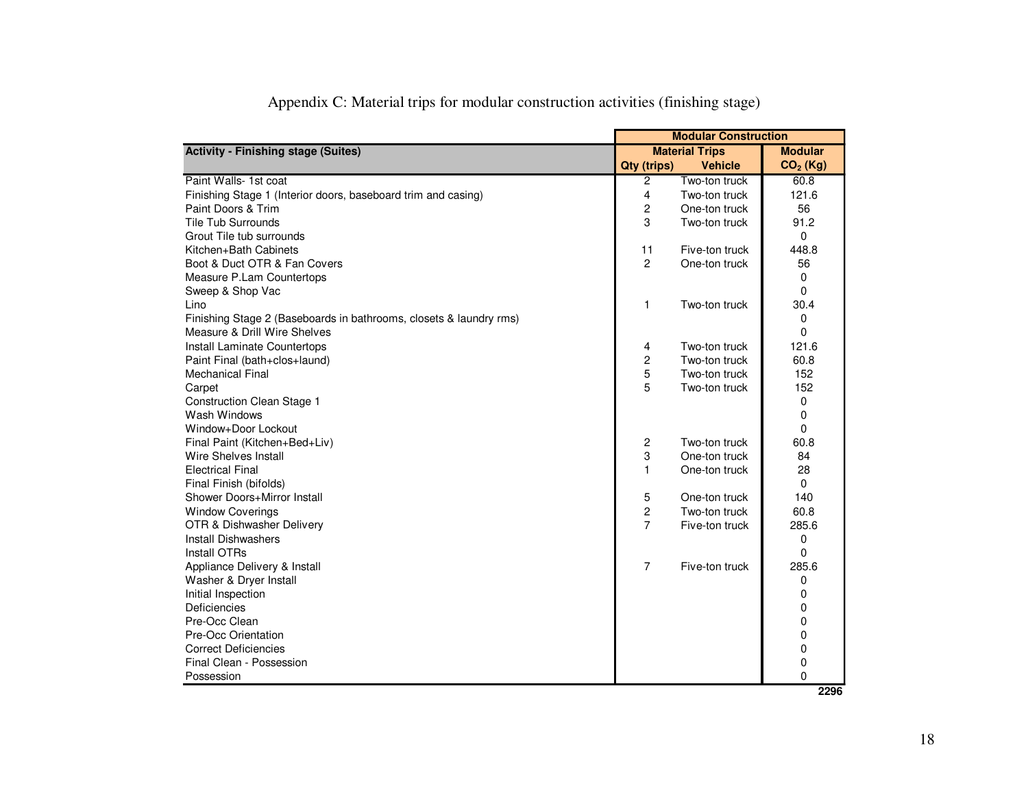Appendix C: Material trips for modular construction activities (finishing stage)

| Activity - Finishing stage (Suites) | Modular Construction | | |
|---|---|---|---|
| | Material Trips | | Modular |
| | Qty (trips) | Vehicle | $CO_2$ (Kg) |
| Paint Walls- 1st coat | 2 | Two-ton truck | 60.8 |
| Finishing Stage 1 (Interior doors, baseboard trim and casing) | 4 | Two-ton truck | 121.6 |
| Paint Doors & Trim | 2 | One-ton truck | 56 |
| Tile Tub Surrounds | 3 | Two-ton truck | 91.2 |
| Grout Tile tub surrounds | | | 0 |
| Kitchen+Bath Cabinets | 11 | Five-ton truck | 448.8 |
| Boot & Duct OTR & Fan Covers | 2 | One-ton truck | 56 |
| Measure P.Lam Countertops | | | 0 |
| Sweep & Shop Vac | | | 0 |
| Lino | 1 | Two-ton truck | 30.4 |
| Finishing Stage 2 (Baseboards in bathrooms, closets & laundry rms) | | | 0 |
| Measure & Drill Wire Shelves | | | 0 |
| Install Laminate Countertops | 4 | Two-ton truck | 121.6 |
| Paint Final (bath+clos+laund) | 2 | Two-ton truck | 60.8 |
| Mechanical Final | 5 | Two-ton truck | 152 |
| Carpet | 5 | Two-ton truck | 152 |
| Construction Clean Stage 1 | | | 0 |
| Wash Windows | | | 0 |
| Window+Door Lockout | | | 0 |
| Final Paint (Kitchen+Bed+Liv) | 2 | Two-ton truck | 60.8 |
| Wire Shelves Install | 3 | One-ton truck | 84 |
| Electrical Final | 1 | One-ton truck | 28 |
| Final Finish (bifolds) | | | 0 |
| Shower Doors+Mirror Install | 5 | One-ton truck | 140 |
| Window Coverings | 2 | Two-ton truck | 60.8 |
| OTR & Dishwasher Delivery | 7 | Five-ton truck | 285.6 |
| Install Dishwashers | | | 0 |
| Install OTRs | | | 0 |
| Appliance Delivery & Install | 7 | Five-ton truck | 285.6 |
| Washer & Dryer Install | | | 0 |
| Initial Inspection | | | 0 |
| Deficiencies | | | 0 |
| Pre-Occ Clean | | | 0 |
| Pre-Occ Orientation | | | 0 |
| Correct Deficiencies | | | 0 |
| Final Clean - Possession | | | 0 |
| Possession | | | 0 |
| | | | **2296** |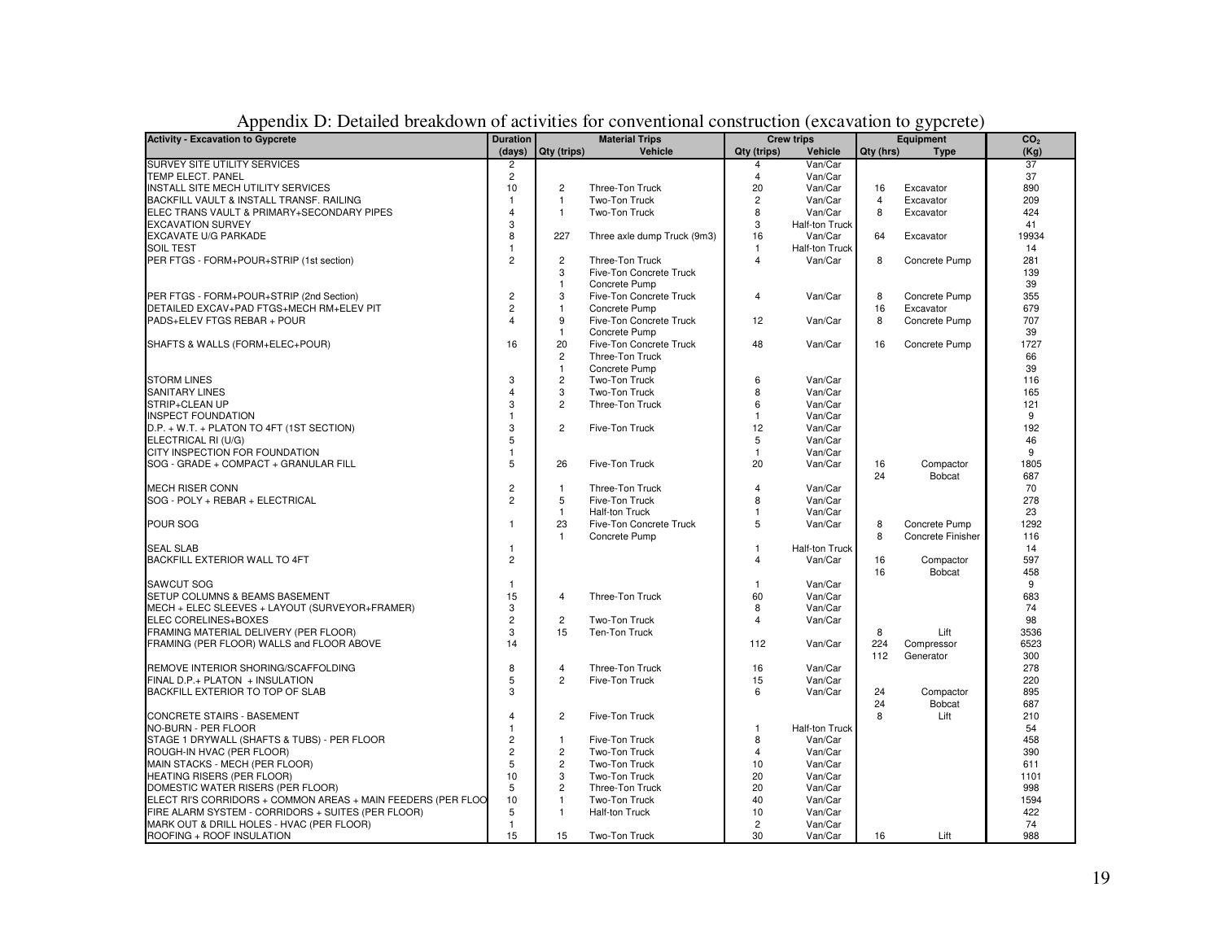# Appendix D: Detailed breakdown of activities for conventional construction (excavation to gypcrete)

| Activity - Excavation to Gypcrete | Duration | Material Trips | | Crew trips | | Equipment | | $CO_2$ |
|---|---|---|---|---|---|---|---|---|
| | (days) | Qty (trips) | Vehicle | Qty (trips) | Vehicle | Qty (hrs) | Type | (Kg) |
| SURVEY SITE UTILITY SERVICES | 2 | | | 4 | Van/Car | | | 37 |
| TEMP ELECT. PANEL | 2 | | | 4 | Van/Car | | | 37 |
| INSTALL SITE MECH UTILITY SERVICES | 10 | 2 | Three-Ton Truck | 20 | Van/Car | 16 | Excavator | 890 |
| BACKFILL VAULT & INSTALL TRANSF. RAILING | 1 | 1 | Two-Ton Truck | 2 | Van/Car | 4 | Excavator | 209 |
| ELEC TRANS VAULT & PRIMARY+SECONDARY PIPES | 4 | 1 | Two-Ton Truck | 8 | Van/Car | 8 | Excavator | 424 |
| EXCAVATION SURVEY | 3 | | | 3 | Half-ton Truck | | | 41 |
| EXCAVATE U/G PARKADE | 8 | 227 | Three axle dump Truck (9m3) | 16 | Van/Car | 64 | Excavator | 19934 |
| SOIL TEST | 1 | | | 1 | Half-ton Truck | | | 14 |
| PER FTGS - FORM+POUR+STRIP (1st section) | 2 | 2 | Three-Ton Truck | 4 | Van/Car | 8 | Concrete Pump | 281 |
| | | 3 | Five-Ton Concrete Truck | | | | | 139 |
| | | 1 | Concrete Pump | | | | | 39 |
| PER FTGS - FORM+POUR+STRIP (2nd Section) | 2 | 3 | Five-Ton Concrete Truck | 4 | Van/Car | 8 | Concrete Pump | 355 |
| DETAILED EXCAV+PAD FTGS+MECH RM+ELEV PIT | 2 | 1 | Concrete Pump | | | 16 | Excavator | 679 |
| PADS+ELEV FTGS REBAR + POUR | 4 | 9 | Five-Ton Concrete Truck | 12 | Van/Car | 8 | Concrete Pump | 707 |
| | | 1 | Concrete Pump | | | | | 39 |
| SHAFTS & WALLS (FORM+ELEC+POUR) | 16 | 20 | Five-Ton Concrete Truck | 48 | Van/Car | 16 | Concrete Pump | 1727 |
| | | 2 | Three-Ton Truck | | | | | 66 |
| | | 1 | Concrete Pump | | | | | 39 |
| STORM LINES | 3 | 2 | Two-Ton Truck | 6 | Van/Car | | | 116 |
| SANITARY LINES | 4 | 3 | Two-Ton Truck | 8 | Van/Car | | | 165 |
| STRIP+CLEAN UP | 3 | 2 | Three-Ton Truck | 6 | Van/Car | | | 121 |
| INSPECT FOUNDATION | 1 | | | 1 | Van/Car | | | 9 |
| D.P. + W.T. + PLATON TO 4FT (1ST SECTION) | 3 | 2 | Five-Ton Truck | 12 | Van/Car | | | 192 |
| ELECTRICAL RI (U/G) | 5 | | | 5 | Van/Car | | | 46 |
| CITY INSPECTION FOR FOUNDATION | 1 | | | 1 | Van/Car | | | 9 |
| SOG - GRADE + COMPACT + GRANULAR FILL | 5 | 26 | Five-Ton Truck | 20 | Van/Car | 16 | Compactor | 1805 |
| | | | | | | 24 | Bobcat | 687 |
| MECH RISER CONN | 2 | 1 | Three-Ton Truck | 4 | Van/Car | | | 70 |
| SOG - POLY + REBAR + ELECTRICAL | 2 | 5 | Five-Ton Truck | 8 | Van/Car | | | 278 |
| | | 1 | Half-ton Truck | 1 | Van/Car | | | 23 |
| POUR SOG | 1 | 23 | Five-Ton Concrete Truck | 5 | Van/Car | 8 | Concrete Pump | 1292 |
| | | 1 | Concrete Pump | | | 8 | Concrete Finisher | 116 |
| SEAL SLAB | 1 | | | 1 | Half-ton Truck | | | 14 |
| BACKFILL EXTERIOR WALL TO 4FT | 2 | | | 4 | Van/Car | 16 | Compactor | 597 |
| | | | | | | 16 | Bobcat | 458 |
| SAWCUT SOG | 1 | | | 1 | Van/Car | | | 9 |
| SETUP COLUMNS & BEAMS BASEMENT | 15 | 4 | Three-Ton Truck | 60 | Van/Car | | | 683 |
| MECH + ELEC SLEEVES + LAYOUT (SURVEYOR+FRAMER) | 3 | | | 8 | Van/Car | | | 74 |
| ELEC CORELINES+BOXES | 2 | 2 | Two-Ton Truck | 4 | Van/Car | | | 98 |
| FRAMING MATERIAL DELIVERY (PER FLOOR) | 3 | 15 | Ten-Ton Truck | | | 8 | Lift | 3536 |
| FRAMING (PER FLOOR) WALLS and FLOOR ABOVE | 14 | | | 112 | Van/Car | 224 | Compressor | 6523 |
| | | | | | | 112 | Generator | 300 |
| REMOVE INTERIOR SHORING/SCAFFOLDING | 8 | 4 | Three-Ton Truck | 16 | Van/Car | | | 278 |
| FINAL D.P.+ PLATON + INSULATION | 5 | 2 | Five-Ton Truck | 15 | Van/Car | | | 220 |
| BACKFILL EXTERIOR TO TOP OF SLAB | 3 | | | 6 | Van/Car | 24 | Compactor | 895 |
| | | | | | | 24 | Bobcat | 687 |
| CONCRETE STAIRS - BASEMENT | 4 | 2 | Five-Ton Truck | | | 8 | Lift | 210 |
| NO-BURN - PER FLOOR | 1 | | | 1 | Half-ton Truck | | | 54 |
| STAGE 1 DRYWALL (SHAFTS & TUBS) - PER FLOOR | 2 | 1 | Five-Ton Truck | 8 | Van/Car | | | 458 |
| ROUGH-IN HVAC (PER FLOOR) | 2 | 2 | Two-Ton Truck | 4 | Van/Car | | | 390 |
| MAIN STACKS - MECH (PER FLOOR) | 5 | 2 | Two-Ton Truck | 10 | Van/Car | | | 611 |
| HEATING RISERS (PER FLOOR) | 10 | 3 | Two-Ton Truck | 20 | Van/Car | | | 1101 |
| DOMESTIC WATER RISERS (PER FLOOR) | 5 | 2 | Three-Ton Truck | 20 | Van/Car | | | 998 |
| ELECT RI'S CORRIDORS + COMMON AREAS + MAIN FEEDERS (PER FLOO | 10 | 1 | Two-Ton Truck | 40 | Van/Car | | | 1594 |
| FIRE ALARM SYSTEM - CORRIDORS + SUITES (PER FLOOR) | 5 | 1 | Half-ton Truck | 10 | Van/Car | | | 422 |
| MARK OUT & DRILL HOLES - HVAC (PER FLOOR) | 1 | | | 2 | Van/Car | | | 74 |
| ROOFING + ROOF INSULATION | 15 | 15 | Two-Ton Truck | 30 | Van/Car | 16 | Lift | 988 |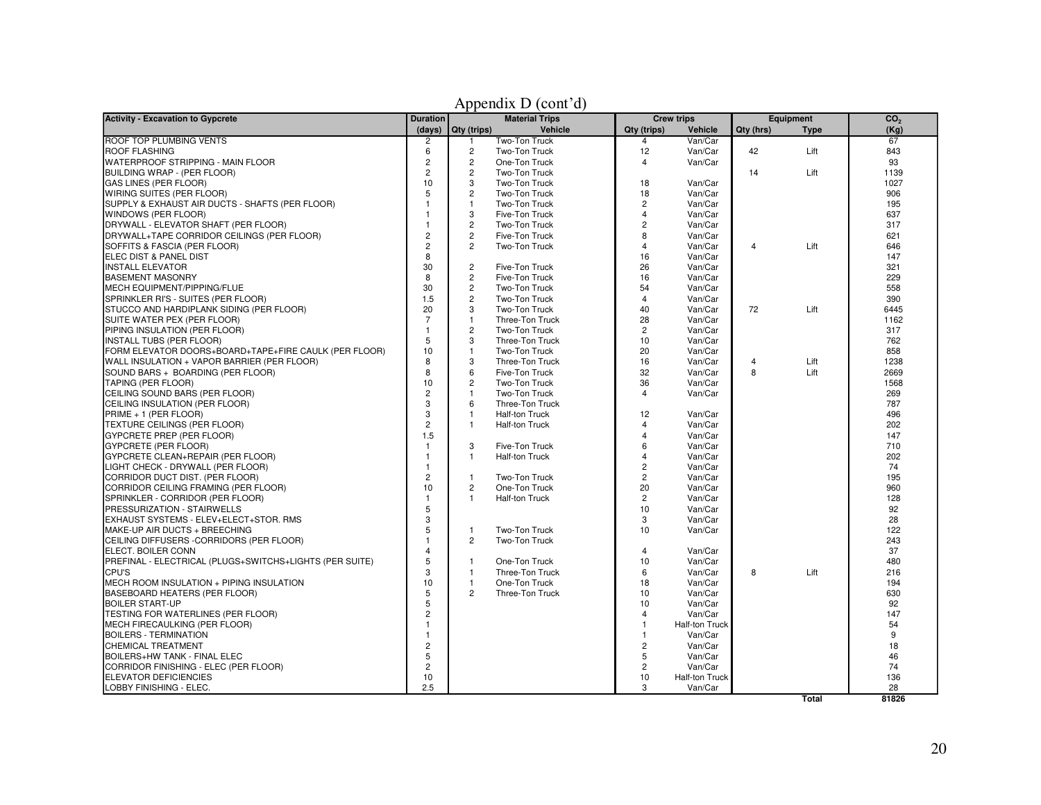Appendix D (cont'd)

| Activity - Excavation to Gypcrete | Duration | Material Trips | | Crew trips | | Equipment | | $CO_2$ |
|---|---|---|---|---|---|---|---|---|
| | (days) | Qty (trips) | Vehicle | Qty (trips) | Vehicle | Qty (hrs) | Type | (Kg) |
| ROOF TOP PLUMBING VENTS | 2 | 1 | Two-Ton Truck | 4 | Van/Car | | | 67 |
| ROOF FLASHING | 6 | 2 | Two-Ton Truck | 12 | Van/Car | 42 | Lift | 843 |
| WATERPROOF STRIPPING - MAIN FLOOR | 2 | 2 | One-Ton Truck | 4 | Van/Car | | | 93 |
| BUILDING WRAP - (PER FLOOR) | 2 | 2 | Two-Ton Truck | | | 14 | Lift | 1139 |
| GAS LINES (PER FLOOR) | 10 | 3 | Two-Ton Truck | 18 | Van/Car | | | 1027 |
| WIRING SUITES (PER FLOOR) | 5 | 2 | Two-Ton Truck | 18 | Van/Car | | | 906 |
| SUPPLY & EXHAUST AIR DUCTS - SHAFTS (PER FLOOR) | 1 | 1 | Two-Ton Truck | 2 | Van/Car | | | 195 |
| WINDOWS (PER FLOOR) | 1 | 3 | Five-Ton Truck | 4 | Van/Car | | | 637 |
| DRYWALL - ELEVATOR SHAFT (PER FLOOR) | 1 | 2 | Two-Ton Truck | 2 | Van/Car | | | 317 |
| DRYWALL+TAPE CORRIDOR CEILINGS (PER FLOOR) | 2 | 2 | Five-Ton Truck | 8 | Van/Car | | | 621 |
| SOFFITS & FASCIA (PER FLOOR) | 2 | 2 | Two-Ton Truck | 4 | Van/Car | 4 | Lift | 646 |
| ELEC DIST & PANEL DIST | 8 | | | 16 | Van/Car | | | 147 |
| INSTALL ELEVATOR | 30 | 2 | Five-Ton Truck | 26 | Van/Car | | | 321 |
| BASEMENT MASONRY | 8 | 2 | Five-Ton Truck | 16 | Van/Car | | | 229 |
| MECH EQUIPMENT/PIPPING/FLUE | 30 | 2 | Two-Ton Truck | 54 | Van/Car | | | 558 |
| SPRINKLER RI'S - SUITES (PER FLOOR) | 1.5 | 2 | Two-Ton Truck | 4 | Van/Car | | | 390 |
| STUCCO AND HARDIPLANK SIDING (PER FLOOR) | 20 | 3 | Two-Ton Truck | 40 | Van/Car | 72 | Lift | 6445 |
| SUITE WATER PEX (PER FLOOR) | 7 | 1 | Three-Ton Truck | 28 | Van/Car | | | 1162 |
| PIPING INSULATION (PER FLOOR) | 1 | 2 | Two-Ton Truck | 2 | Van/Car | | | 317 |
| INSTALL TUBS (PER FLOOR) | 5 | 3 | Three-Ton Truck | 10 | Van/Car | | | 762 |
| FORM ELEVATOR DOORS+BOARD+TAPE+FIRE CAULK (PER FLOOR) | 10 | 1 | Two-Ton Truck | 20 | Van/Car | | | 858 |
| WALL INSULATION + VAPOR BARRIER (PER FLOOR) | 8 | 3 | Three-Ton Truck | 16 | Van/Car | 4 | Lift | 1238 |
| SOUND BARS + BOARDING (PER FLOOR) | 8 | 6 | Five-Ton Truck | 32 | Van/Car | 8 | Lift | 2669 |
| TAPING (PER FLOOR) | 10 | 2 | Two-Ton Truck | 36 | Van/Car | | | 1568 |
| CEILING SOUND BARS (PER FLOOR) | 2 | 1 | Two-Ton Truck | 4 | Van/Car | | | 269 |
| CEILING INSULATION (PER FLOOR) | 3 | 6 | Three-Ton Truck | | | | | 787 |
| PRIME + 1 (PER FLOOR) | 3 | 1 | Half-ton Truck | 12 | Van/Car | | | 496 |
| TEXTURE CEILINGS (PER FLOOR) | 2 | 1 | Half-ton Truck | 4 | Van/Car | | | 202 |
| GYPCRETE PREP (PER FLOOR) | 1.5 | | | 4 | Van/Car | | | 147 |
| GYPCRETE (PER FLOOR) | 1 | 3 | Five-Ton Truck | 6 | Van/Car | | | 710 |
| GYPCRETE CLEAN+REPAIR (PER FLOOR) | 1 | 1 | Half-ton Truck | 4 | Van/Car | | | 202 |
| LIGHT CHECK - DRYWALL (PER FLOOR) | 1 | | | 2 | Van/Car | | | 74 |
| CORRIDOR DUCT DIST. (PER FLOOR) | 2 | 1 | Two-Ton Truck | 2 | Van/Car | | | 195 |
| CORRIDOR CEILING FRAMING (PER FLOOR) | 10 | 2 | One-Ton Truck | 20 | Van/Car | | | 960 |
| SPRINKLER - CORRIDOR (PER FLOOR) | 1 | 1 | Half-ton Truck | 2 | Van/Car | | | 128 |
| PRESSURIZATION - STAIRWELLS | 5 | | | 10 | Van/Car | | | 92 |
| EXHAUST SYSTEMS - ELEV+ELECT+STOR. RMS | 3 | | | 3 | Van/Car | | | 28 |
| MAKE-UP AIR DUCTS + BREECHING | 5 | 1 | Two-Ton Truck | 10 | Van/Car | | | 122 |
| CEILING DIFFUSERS -CORRIDORS (PER FLOOR) | 1 | 2 | Two-Ton Truck | | | | | 243 |
| ELECT. BOILER CONN | 4 | | | 4 | Van/Car | | | 37 |
| PREFINAL - ELECTRICAL (PLUGS+SWITCHS+LIGHTS (PER SUITE) | 5 | 1 | One-Ton Truck | 10 | Van/Car | | | 480 |
| CPU'S | 3 | 1 | Three-Ton Truck | 6 | Van/Car | 8 | Lift | 216 |
| MECH ROOM INSULATION + PIPING INSULATION | 10 | 1 | One-Ton Truck | 18 | Van/Car | | | 194 |
| BASEBOARD HEATERS (PER FLOOR) | 5 | 2 | Three-Ton Truck | 10 | Van/Car | | | 630 |
| BOILER START-UP | 5 | | | 10 | Van/Car | | | 92 |
| TESTING FOR WATERLINES (PER FLOOR) | 2 | | | 4 | Van/Car | | | 147 |
| MECH FIRECAULKING (PER FLOOR) | 1 | | | 1 | Half-ton Truck | | | 54 |
| BOILERS - TERMINATION | 1 | | | 1 | Van/Car | | | 9 |
| CHEMICAL TREATMENT | 2 | | | 2 | Van/Car | | | 18 |
| BOILERS+HW TANK - FINAL ELEC | 5 | | | 5 | Van/Car | | | 46 |
| CORRIDOR FINISHING - ELEC (PER FLOOR) | 2 | | | 2 | Van/Car | | | 74 |
| ELEVATOR DEFICIENCIES | 10 | | | 10 | Half-ton Truck | | | 136 |
| LOBBY FINISHING - ELEC. | 2.5 | | | 3 | Van/Car | | | 28 |
| | | | | | | | Total | 81826 |